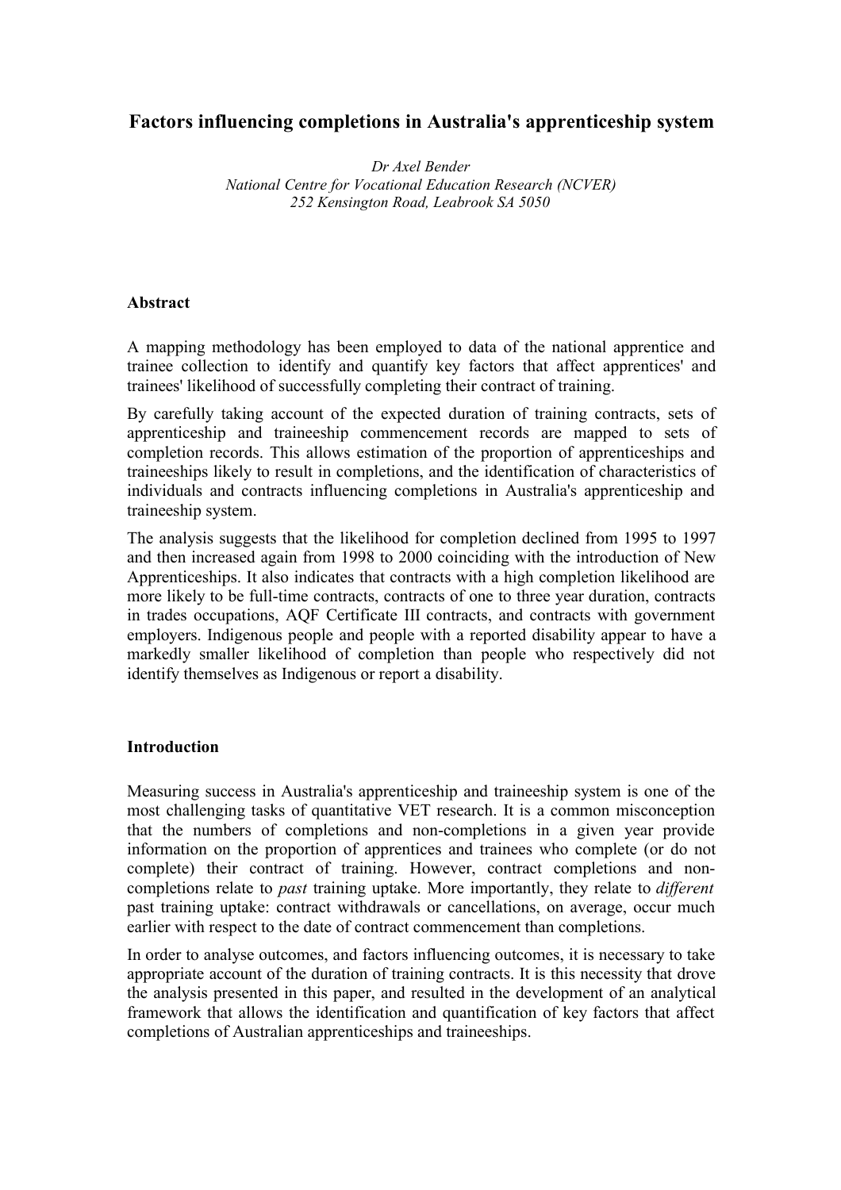# Factors influencing completions in Australia's apprenticeship system

*Dr Axel Bender*
*National Centre for Vocational Education Research (NCVER)*
*252 Kensington Road, Leabrook SA 5050*

## Abstract

A mapping methodology has been employed to data of the national apprentice and trainee collection to identify and quantify key factors that affect apprentices' and trainees' likelihood of successfully completing their contract of training.

By carefully taking account of the expected duration of training contracts, sets of apprenticeship and traineeship commencement records are mapped to sets of completion records. This allows estimation of the proportion of apprenticeships and traineeships likely to result in completions, and the identification of characteristics of individuals and contracts influencing completions in Australia's apprenticeship and traineeship system.

The analysis suggests that the likelihood for completion declined from 1995 to 1997 and then increased again from 1998 to 2000 coinciding with the introduction of New Apprenticeships. It also indicates that contracts with a high completion likelihood are more likely to be full-time contracts, contracts of one to three year duration, contracts in trades occupations, AQF Certificate III contracts, and contracts with government employers. Indigenous people and people with a reported disability appear to have a markedly smaller likelihood of completion than people who respectively did not identify themselves as Indigenous or report a disability.

## Introduction

Measuring success in Australia's apprenticeship and traineeship system is one of the most challenging tasks of quantitative VET research. It is a common misconception that the numbers of completions and non-completions in a given year provide information on the proportion of apprentices and trainees who complete (or do not complete) their contract of training. However, contract completions and non-completions relate to *past* training uptake. More importantly, they relate to *different* past training uptake: contract withdrawals or cancellations, on average, occur much earlier with respect to the date of contract commencement than completions.

In order to analyse outcomes, and factors influencing outcomes, it is necessary to take appropriate account of the duration of training contracts. It is this necessity that drove the analysis presented in this paper, and resulted in the development of an analytical framework that allows the identification and quantification of key factors that affect completions of Australian apprenticeships and traineeships.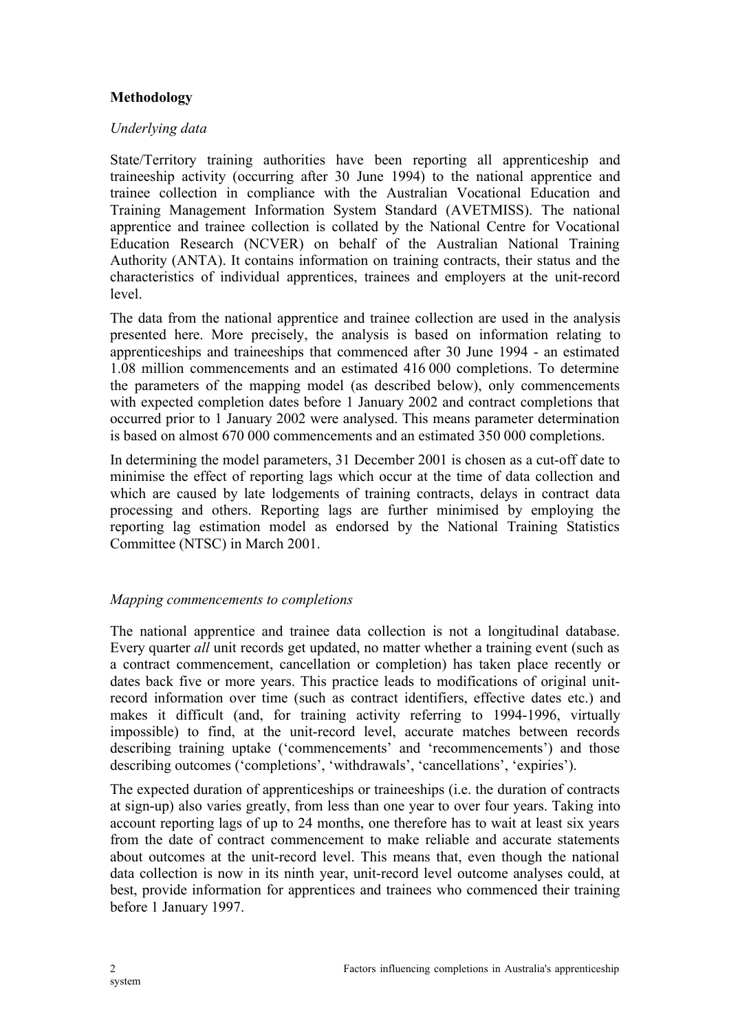## **Methodology**

### *Underlying data*

State/Territory training authorities have been reporting all apprenticeship and traineeship activity (occurring after 30 June 1994) to the national apprentice and trainee collection in compliance with the Australian Vocational Education and Training Management Information System Standard (AVETMISS). The national apprentice and trainee collection is collated by the National Centre for Vocational Education Research (NCVER) on behalf of the Australian National Training Authority (ANTA). It contains information on training contracts, their status and the characteristics of individual apprentices, trainees and employers at the unit-record level.

The data from the national apprentice and trainee collection are used in the analysis presented here. More precisely, the analysis is based on information relating to apprenticeships and traineeships that commenced after 30 June 1994 - an estimated 1.08 million commencements and an estimated 416 000 completions. To determine the parameters of the mapping model (as described below), only commencements with expected completion dates before 1 January 2002 and contract completions that occurred prior to 1 January 2002 were analysed. This means parameter determination is based on almost 670 000 commencements and an estimated 350 000 completions.

In determining the model parameters, 31 December 2001 is chosen as a cut-off date to minimise the effect of reporting lags which occur at the time of data collection and which are caused by late lodgements of training contracts, delays in contract data processing and others. Reporting lags are further minimised by employing the reporting lag estimation model as endorsed by the National Training Statistics Committee (NTSC) in March 2001.

### *Mapping commencements to completions*

The national apprentice and trainee data collection is not a longitudinal database. Every quarter *all* unit records get updated, no matter whether a training event (such as a contract commencement, cancellation or completion) has taken place recently or dates back five or more years. This practice leads to modifications of original unit-record information over time (such as contract identifiers, effective dates etc.) and makes it difficult (and, for training activity referring to 1994-1996, virtually impossible) to find, at the unit-record level, accurate matches between records describing training uptake ('commencements' and 'recommencements') and those describing outcomes ('completions', 'withdrawals', 'cancellations', 'expiries').

The expected duration of apprenticeships or traineeships (i.e. the duration of contracts at sign-up) also varies greatly, from less than one year to over four years. Taking into account reporting lags of up to 24 months, one therefore has to wait at least six years from the date of contract commencement to make reliable and accurate statements about outcomes at the unit-record level. This means that, even though the national data collection is now in its ninth year, unit-record level outcome analyses could, at best, provide information for apprentices and trainees who commenced their training before 1 January 1997.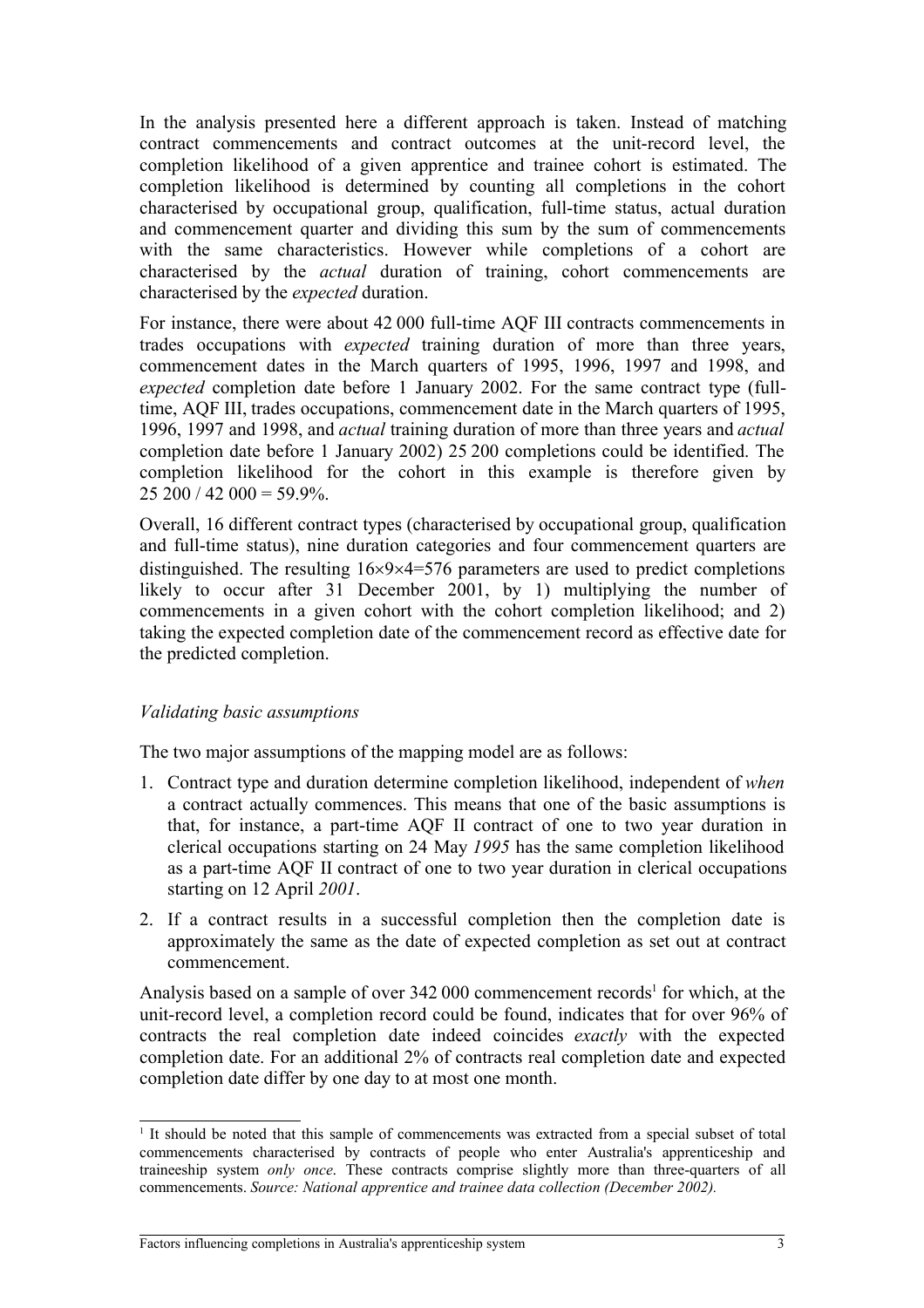In the analysis presented here a different approach is taken. Instead of matching contract commencements and contract outcomes at the unit-record level, the completion likelihood of a given apprentice and trainee cohort is estimated. The completion likelihood is determined by counting all completions in the cohort characterised by occupational group, qualification, full-time status, actual duration and commencement quarter and dividing this sum by the sum of commencements with the same characteristics. However while completions of a cohort are characterised by the *actual* duration of training, cohort commencements are characterised by the *expected* duration.

For instance, there were about 42 000 full-time AQF III contracts commencements in trades occupations with *expected* training duration of more than three years, commencement dates in the March quarters of 1995, 1996, 1997 and 1998, and *expected* completion date before 1 January 2002. For the same contract type (full-time, AQF III, trades occupations, commencement date in the March quarters of 1995, 1996, 1997 and 1998, and *actual* training duration of more than three years and *actual* completion date before 1 January 2002) 25 200 completions could be identified. The completion likelihood for the cohort in this example is therefore given by 25 200 / 42 000 = 59.9%.

Overall, 16 different contract types (characterised by occupational group, qualification and full-time status), nine duration categories and four commencement quarters are distinguished. The resulting $16 \times 9 \times 4 = 576$ parameters are used to predict completions likely to occur after 31 December 2001, by 1) multiplying the number of commencements in a given cohort with the cohort completion likelihood; and 2) taking the expected completion date of the commencement record as effective date for the predicted completion.

*Validating basic assumptions*

The two major assumptions of the mapping model are as follows:

1. Contract type and duration determine completion likelihood, independent of *when* a contract actually commences. This means that one of the basic assumptions is that, for instance, a part-time AQF II contract of one to two year duration in clerical occupations starting on 24 May *1995* has the same completion likelihood as a part-time AQF II contract of one to two year duration in clerical occupations starting on 12 April *2001*.
2. If a contract results in a successful completion then the completion date is approximately the same as the date of expected completion as set out at contract commencement.

Analysis based on a sample of over 342 000 commencement records[1] for which, at the unit-record level, a completion record could be found, indicates that for over 96% of contracts the real completion date indeed coincides *exactly* with the expected completion date. For an additional 2% of contracts real completion date and expected completion date differ by one day to at most one month.

[1] It should be noted that this sample of commencements was extracted from a special subset of total commencements characterised by contracts of people who enter Australia's apprenticeship and traineeship system *only once*. These contracts comprise slightly more than three-quarters of all commencements. *Source: National apprentice and trainee data collection (December 2002).*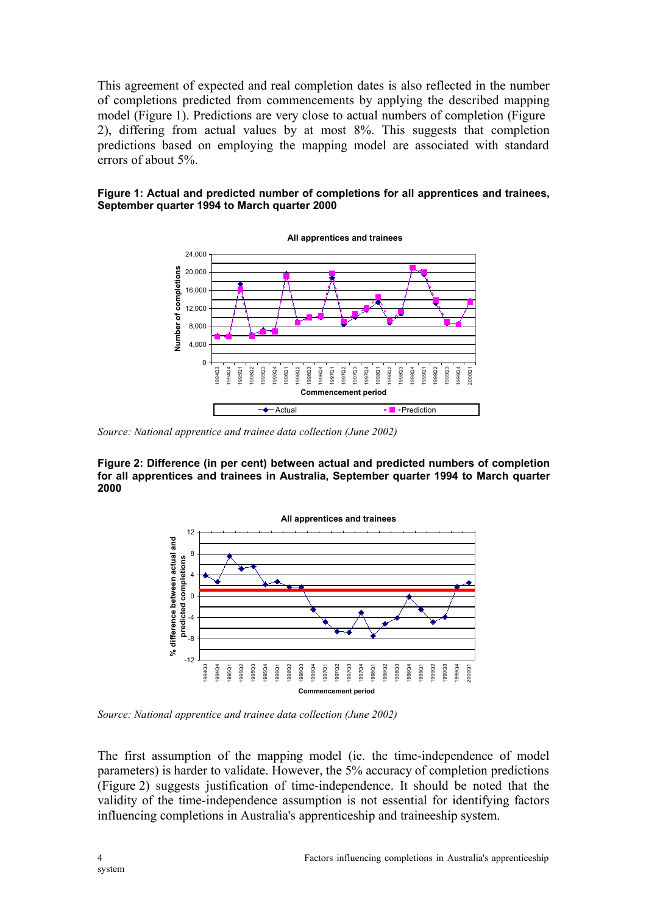This agreement of expected and real completion dates is also reflected in the number of completions predicted from commencements by applying the described mapping model (Figure 1). Predictions are very close to actual numbers of completion (Figure 2), differing from actual values by at most 8%. This suggests that completion predictions based on employing the mapping model are associated with standard errors of about 5%.

**Figure 1: Actual and predicted number of completions for all apprentices and trainees, September quarter 1994 to March quarter 2000**

*Source: National apprentice and trainee data collection (June 2002)*

**Figure 2: Difference (in per cent) between actual and predicted numbers of completion for all apprentices and trainees in Australia, September quarter 1994 to March quarter 2000**

*Source: National apprentice and trainee data collection (June 2002)*

The first assumption of the mapping model (ie. the time-independence of model parameters) is harder to validate. However, the 5% accuracy of completion predictions (Figure 2) suggests justification of time-independence. It should be noted that the validity of the time-independence assumption is not essential for identifying factors influencing completions in Australia's apprenticeship and traineeship system.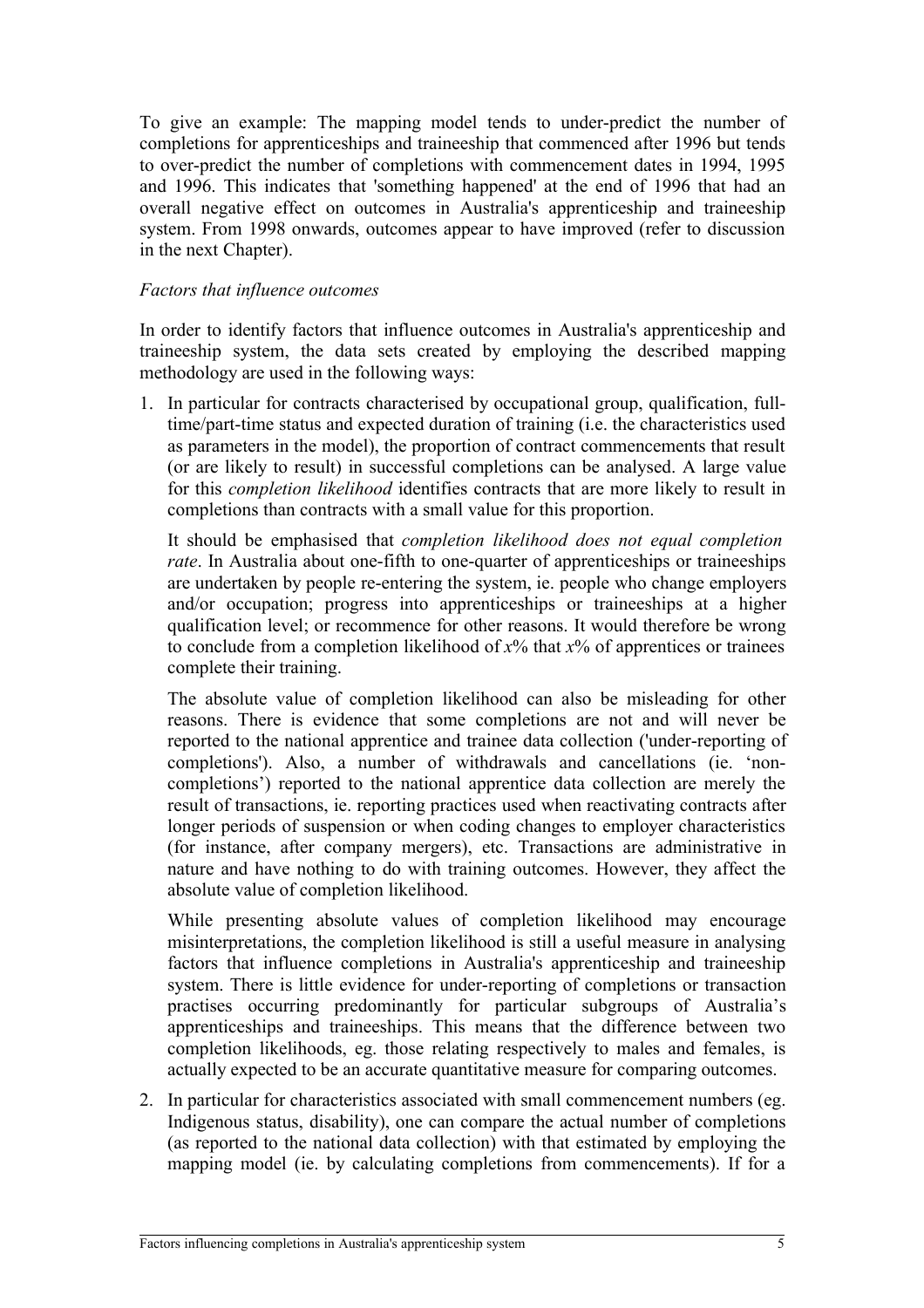To give an example: The mapping model tends to under-predict the number of completions for apprenticeships and traineeship that commenced after 1996 but tends to over-predict the number of completions with commencement dates in 1994, 1995 and 1996. This indicates that 'something happened' at the end of 1996 that had an overall negative effect on outcomes in Australia's apprenticeship and traineeship system. From 1998 onwards, outcomes appear to have improved (refer to discussion in the next Chapter).

*Factors that influence outcomes*

In order to identify factors that influence outcomes in Australia's apprenticeship and traineeship system, the data sets created by employing the described mapping methodology are used in the following ways:

1. In particular for contracts characterised by occupational group, qualification, full-time/part-time status and expected duration of training (i.e. the characteristics used as parameters in the model), the proportion of contract commencements that result (or are likely to result) in successful completions can be analysed. A large value for this *completion likelihood* identifies contracts that are more likely to result in completions than contracts with a small value for this proportion.

   It should be emphasised that *completion likelihood does not equal completion rate*. In Australia about one-fifth to one-quarter of apprenticeships or traineeships are undertaken by people re-entering the system, ie. people who change employers and/or occupation; progress into apprenticeships or traineeships at a higher qualification level; or recommence for other reasons. It would therefore be wrong to conclude from a completion likelihood of *x*% that *x*% of apprentices or trainees complete their training.

   The absolute value of completion likelihood can also be misleading for other reasons. There is evidence that some completions are not and will never be reported to the national apprentice and trainee data collection ('under-reporting of completions'). Also, a number of withdrawals and cancellations (ie. 'non-completions') reported to the national apprentice data collection are merely the result of transactions, ie. reporting practices used when reactivating contracts after longer periods of suspension or when coding changes to employer characteristics (for instance, after company mergers), etc. Transactions are administrative in nature and have nothing to do with training outcomes. However, they affect the absolute value of completion likelihood.

   While presenting absolute values of completion likelihood may encourage misinterpretations, the completion likelihood is still a useful measure in analysing factors that influence completions in Australia's apprenticeship and traineeship system. There is little evidence for under-reporting of completions or transaction practises occurring predominantly for particular subgroups of Australia's apprenticeships and traineeships. This means that the difference between two completion likelihoods, eg. those relating respectively to males and females, is actually expected to be an accurate quantitative measure for comparing outcomes.

2. In particular for characteristics associated with small commencement numbers (eg. Indigenous status, disability), one can compare the actual number of completions (as reported to the national data collection) with that estimated by employing the mapping model (ie. by calculating completions from commencements). If for a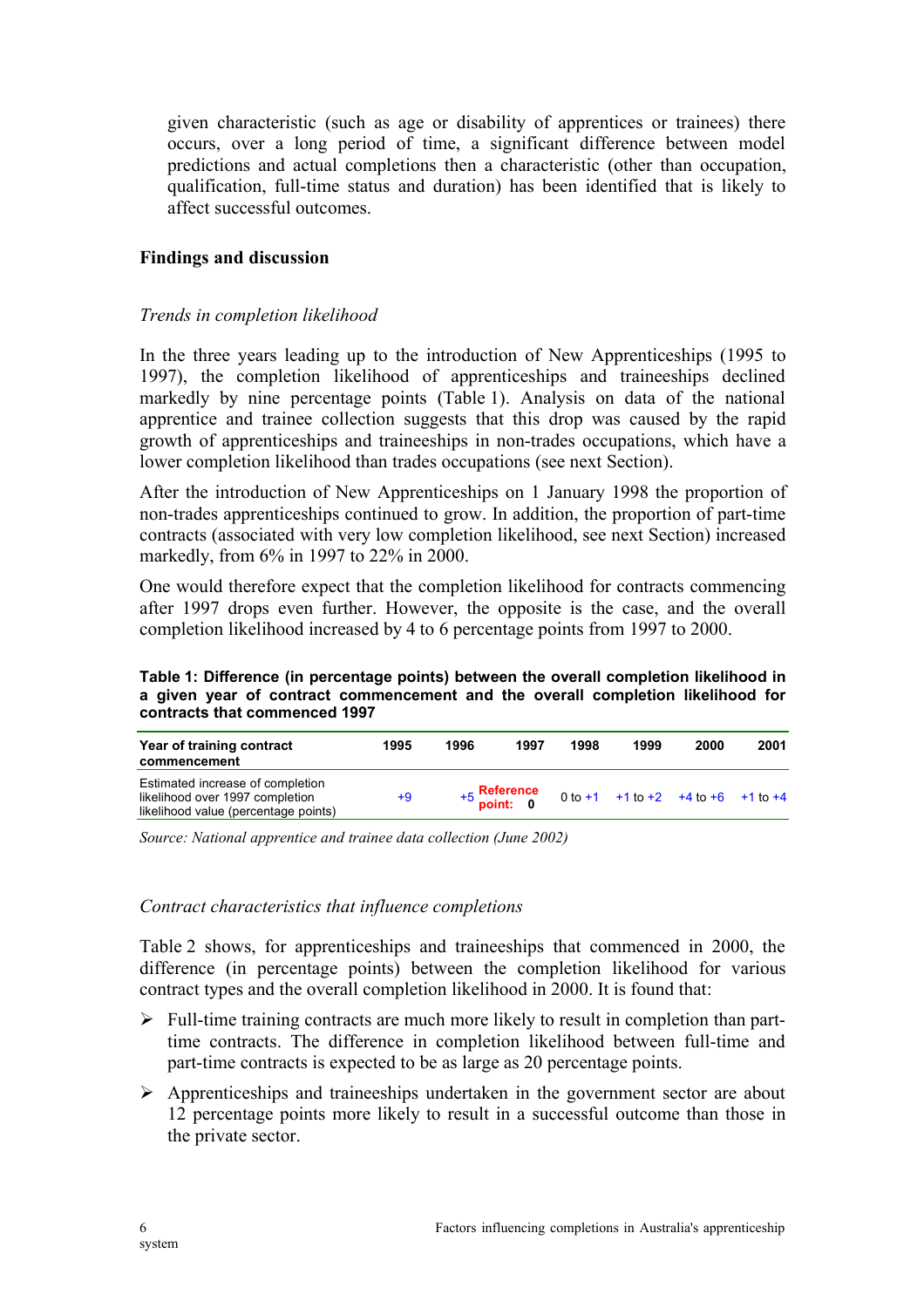given characteristic (such as age or disability of apprentices or trainees) there occurs, over a long period of time, a significant difference between model predictions and actual completions then a characteristic (other than occupation, qualification, full-time status and duration) has been identified that is likely to affect successful outcomes.

## Findings and discussion

### *Trends in completion likelihood*

In the three years leading up to the introduction of New Apprenticeships (1995 to 1997), the completion likelihood of apprenticeships and traineeships declined markedly by nine percentage points (Table 1). Analysis on data of the national apprentice and trainee collection suggests that this drop was caused by the rapid growth of apprenticeships and traineeships in non-trades occupations, which have a lower completion likelihood than trades occupations (see next Section).

After the introduction of New Apprenticeships on 1 January 1998 the proportion of non-trades apprenticeships continued to grow. In addition, the proportion of part-time contracts (associated with very low completion likelihood, see next Section) increased markedly, from 6% in 1997 to 22% in 2000.

One would therefore expect that the completion likelihood for contracts commencing after 1997 drops even further. However, the opposite is the case, and the overall completion likelihood increased by 4 to 6 percentage points from 1997 to 2000.

**Table 1: Difference (in percentage points) between the overall completion likelihood in a given year of contract commencement and the overall completion likelihood for contracts that commenced 1997**

| Year of training contract commencement | 1995 | 1996 | 1997 | 1998 | 1999 | 2000 | 2001 |
|---|---|---|---|---|---|---|---|
| Estimated increase of completion likelihood over 1997 completion likelihood value (percentage points) | +9 | +5 | Reference point: 0 | 0 to +1 | +1 to +2 | +4 to +6 | +1 to +4 |

*Source: National apprentice and trainee data collection (June 2002)*

### *Contract characteristics that influence completions*

Table 2 shows, for apprenticeships and traineeships that commenced in 2000, the difference (in percentage points) between the completion likelihood for various contract types and the overall completion likelihood in 2000. It is found that:

- Full-time training contracts are much more likely to result in completion than part-time contracts. The difference in completion likelihood between full-time and part-time contracts is expected to be as large as 20 percentage points.
- Apprenticeships and traineeships undertaken in the government sector are about 12 percentage points more likely to result in a successful outcome than those in the private sector.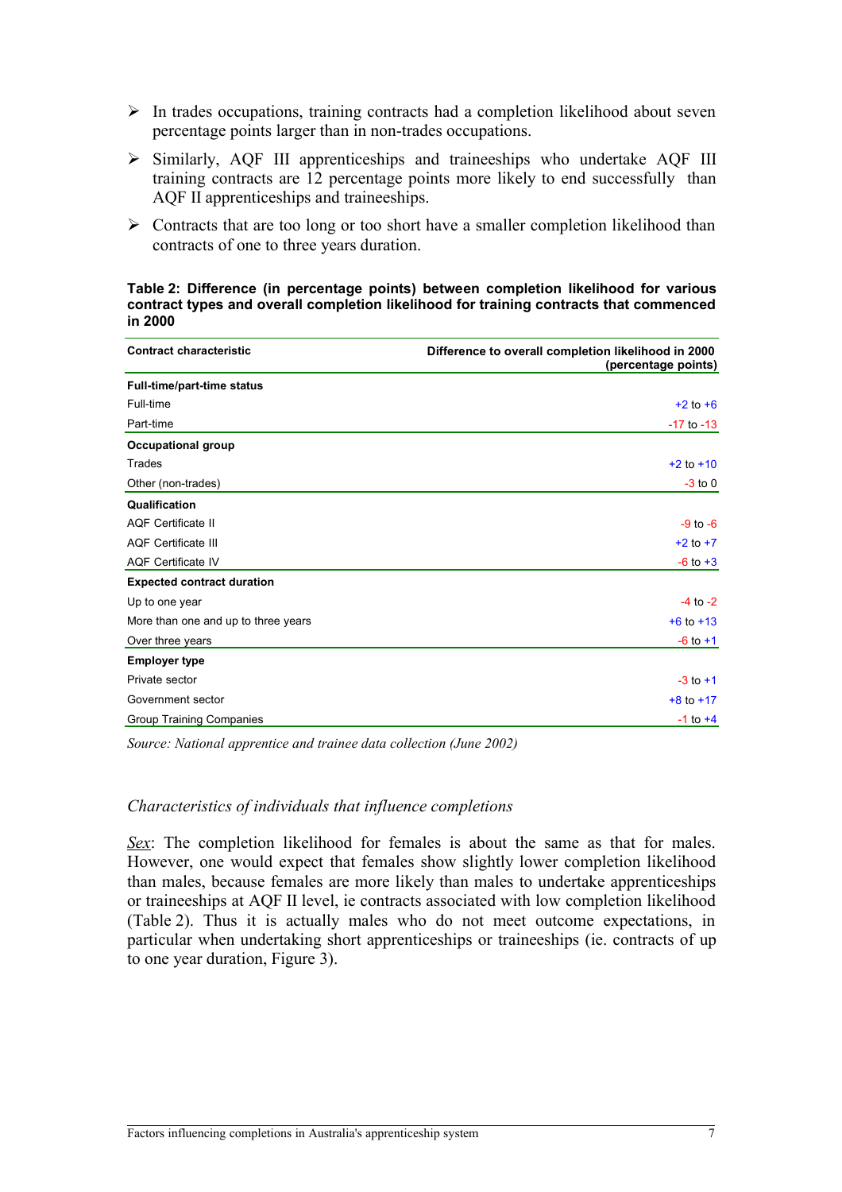- In trades occupations, training contracts had a completion likelihood about seven percentage points larger than in non-trades occupations.
- Similarly, AQF III apprenticeships and traineeships who undertake AQF III training contracts are 12 percentage points more likely to end successfully than AQF II apprenticeships and traineeships.
- Contracts that are too long or too short have a smaller completion likelihood than contracts of one to three years duration.

**Table 2: Difference (in percentage points) between completion likelihood for various contract types and overall completion likelihood for training contracts that commenced in 2000**

| Contract characteristic | Difference to overall completion likelihood in 2000 (percentage points) |
|---|---|
| **Full-time/part-time status** | |
| Full-time | +2 to +6 |
| Part-time | -17 to -13 |
| **Occupational group** | |
| Trades | +2 to +10 |
| Other (non-trades) | -3 to 0 |
| **Qualification** | |
| AQF Certificate II | -9 to -6 |
| AQF Certificate III | +2 to +7 |
| AQF Certificate IV | -6 to +3 |
| **Expected contract duration** | |
| Up to one year | -4 to -2 |
| More than one and up to three years | +6 to +13 |
| Over three years | -6 to +1 |
| **Employer type** | |
| Private sector | -3 to +1 |
| Government sector | +8 to +17 |
| Group Training Companies | -1 to +4 |

*Source: National apprentice and trainee data collection (June 2002)*

*Characteristics of individuals that influence completions*

*Sex*: The completion likelihood for females is about the same as that for males. However, one would expect that females show slightly lower completion likelihood than males, because females are more likely than males to undertake apprenticeships or traineeships at AQF II level, ie contracts associated with low completion likelihood (Table 2). Thus it is actually males who do not meet outcome expectations, in particular when undertaking short apprenticeships or traineeships (ie. contracts of up to one year duration, Figure 3).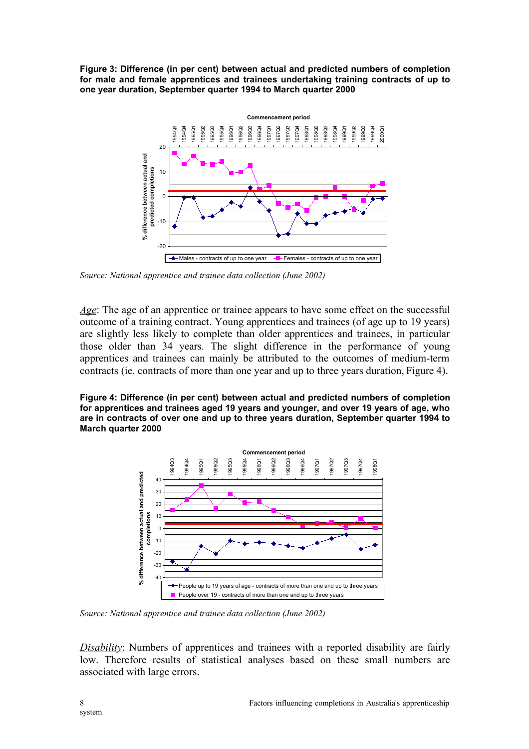**Figure 3: Difference (in per cent) between actual and predicted numbers of completion for male and female apprentices and trainees undertaking training contracts of up to one year duration, September quarter 1994 to March quarter 2000**

*Source: National apprentice and trainee data collection (June 2002)*

*Age*: The age of an apprentice or trainee appears to have some effect on the successful outcome of a training contract. Young apprentices and trainees (of age up to 19 years) are slightly less likely to complete than older apprentices and trainees, in particular those older than 34 years. The slight difference in the performance of young apprentices and trainees can mainly be attributed to the outcomes of medium-term contracts (ie. contracts of more than one year and up to three years duration, Figure 4).

**Figure 4: Difference (in per cent) between actual and predicted numbers of completion for apprentices and trainees aged 19 years and younger, and over 19 years of age, who are in contracts of over one and up to three years duration, September quarter 1994 to March quarter 2000**

*Source: National apprentice and trainee data collection (June 2002)*

*Disability*: Numbers of apprentices and trainees with a reported disability are fairly low. Therefore results of statistical analyses based on these small numbers are associated with large errors.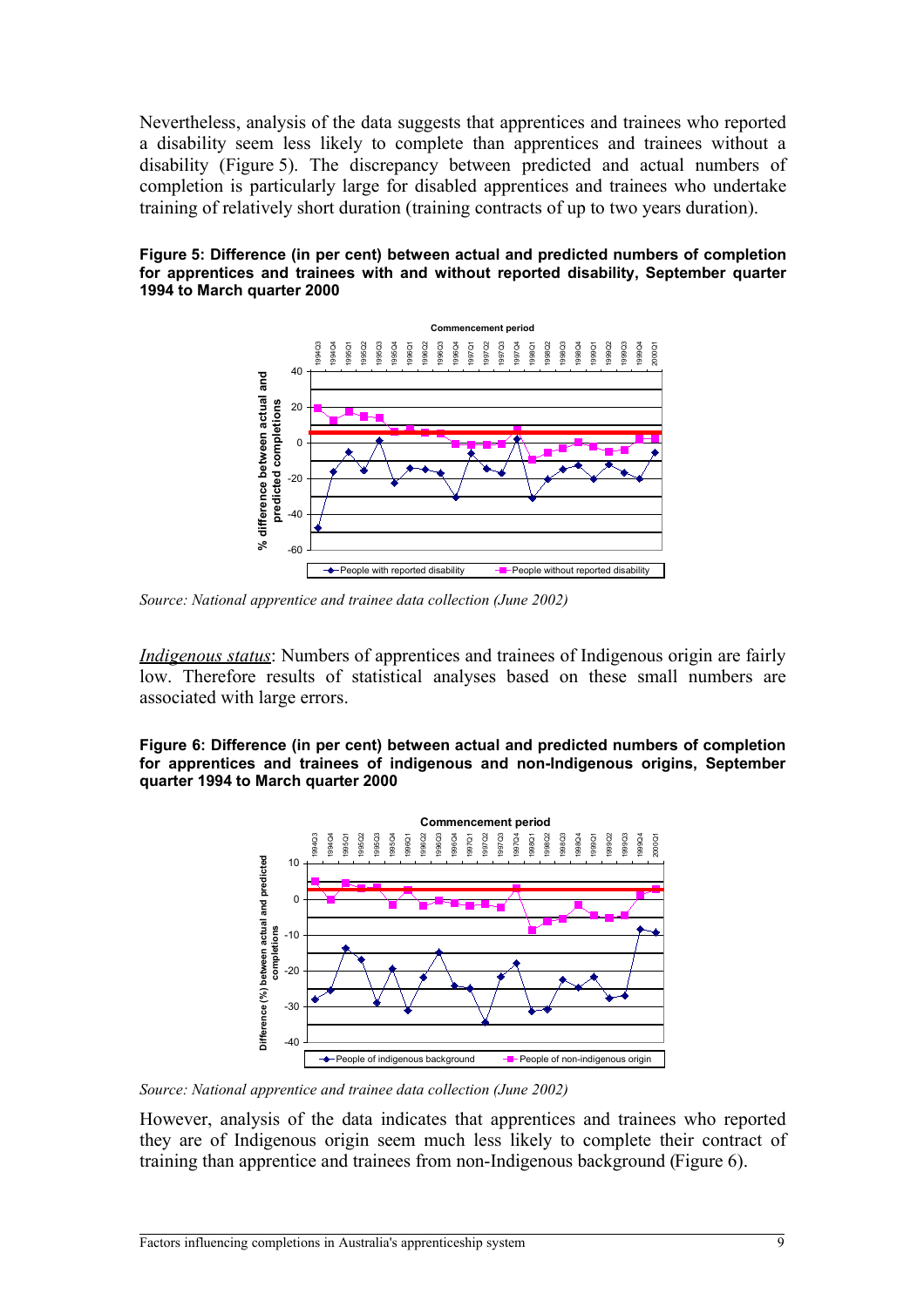Nevertheless, analysis of the data suggests that apprentices and trainees who reported a disability seem less likely to complete than apprentices and trainees without a disability (Figure 5). The discrepancy between predicted and actual numbers of completion is particularly large for disabled apprentices and trainees who undertake training of relatively short duration (training contracts of up to two years duration).

**Figure 5: Difference (in per cent) between actual and predicted numbers of completion for apprentices and trainees with and without reported disability, September quarter 1994 to March quarter 2000**

*Source: National apprentice and trainee data collection (June 2002)*

*Indigenous status*: Numbers of apprentices and trainees of Indigenous origin are fairly low. Therefore results of statistical analyses based on these small numbers are associated with large errors.

**Figure 6: Difference (in per cent) between actual and predicted numbers of completion for apprentices and trainees of indigenous and non-Indigenous origins, September quarter 1994 to March quarter 2000**

*Source: National apprentice and trainee data collection (June 2002)*

However, analysis of the data indicates that apprentices and trainees who reported they are of Indigenous origin seem much less likely to complete their contract of training than apprentice and trainees from non-Indigenous background (Figure 6).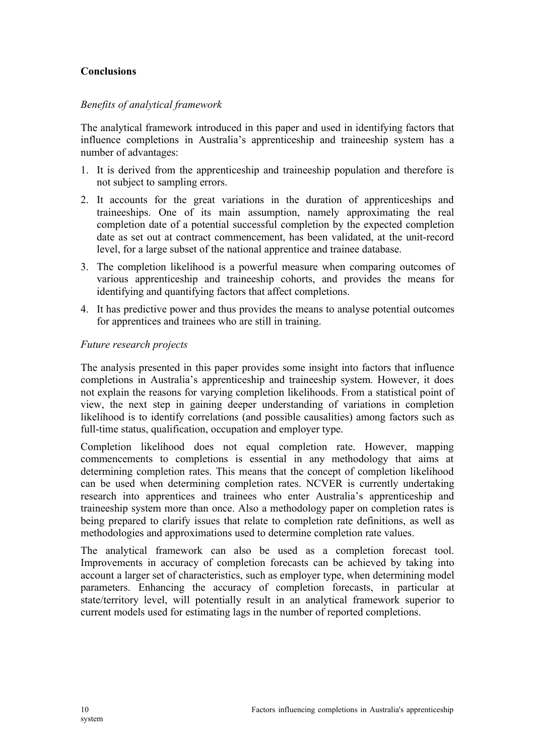## Conclusions

### *Benefits of analytical framework*

The analytical framework introduced in this paper and used in identifying factors that influence completions in Australia's apprenticeship and traineeship system has a number of advantages:

1. It is derived from the apprenticeship and traineeship population and therefore is not subject to sampling errors.
2. It accounts for the great variations in the duration of apprenticeships and traineeships. One of its main assumption, namely approximating the real completion date of a potential successful completion by the expected completion date as set out at contract commencement, has been validated, at the unit-record level, for a large subset of the national apprentice and trainee database.
3. The completion likelihood is a powerful measure when comparing outcomes of various apprenticeship and traineeship cohorts, and provides the means for identifying and quantifying factors that affect completions.
4. It has predictive power and thus provides the means to analyse potential outcomes for apprentices and trainees who are still in training.

### *Future research projects*

The analysis presented in this paper provides some insight into factors that influence completions in Australia's apprenticeship and traineeship system. However, it does not explain the reasons for varying completion likelihoods. From a statistical point of view, the next step in gaining deeper understanding of variations in completion likelihood is to identify correlations (and possible causalities) among factors such as full-time status, qualification, occupation and employer type.

Completion likelihood does not equal completion rate. However, mapping commencements to completions is essential in any methodology that aims at determining completion rates. This means that the concept of completion likelihood can be used when determining completion rates. NCVER is currently undertaking research into apprentices and trainees who enter Australia's apprenticeship and traineeship system more than once. Also a methodology paper on completion rates is being prepared to clarify issues that relate to completion rate definitions, as well as methodologies and approximations used to determine completion rate values.

The analytical framework can also be used as a completion forecast tool. Improvements in accuracy of completion forecasts can be achieved by taking into account a larger set of characteristics, such as employer type, when determining model parameters. Enhancing the accuracy of completion forecasts, in particular at state/territory level, will potentially result in an analytical framework superior to current models used for estimating lags in the number of reported completions.